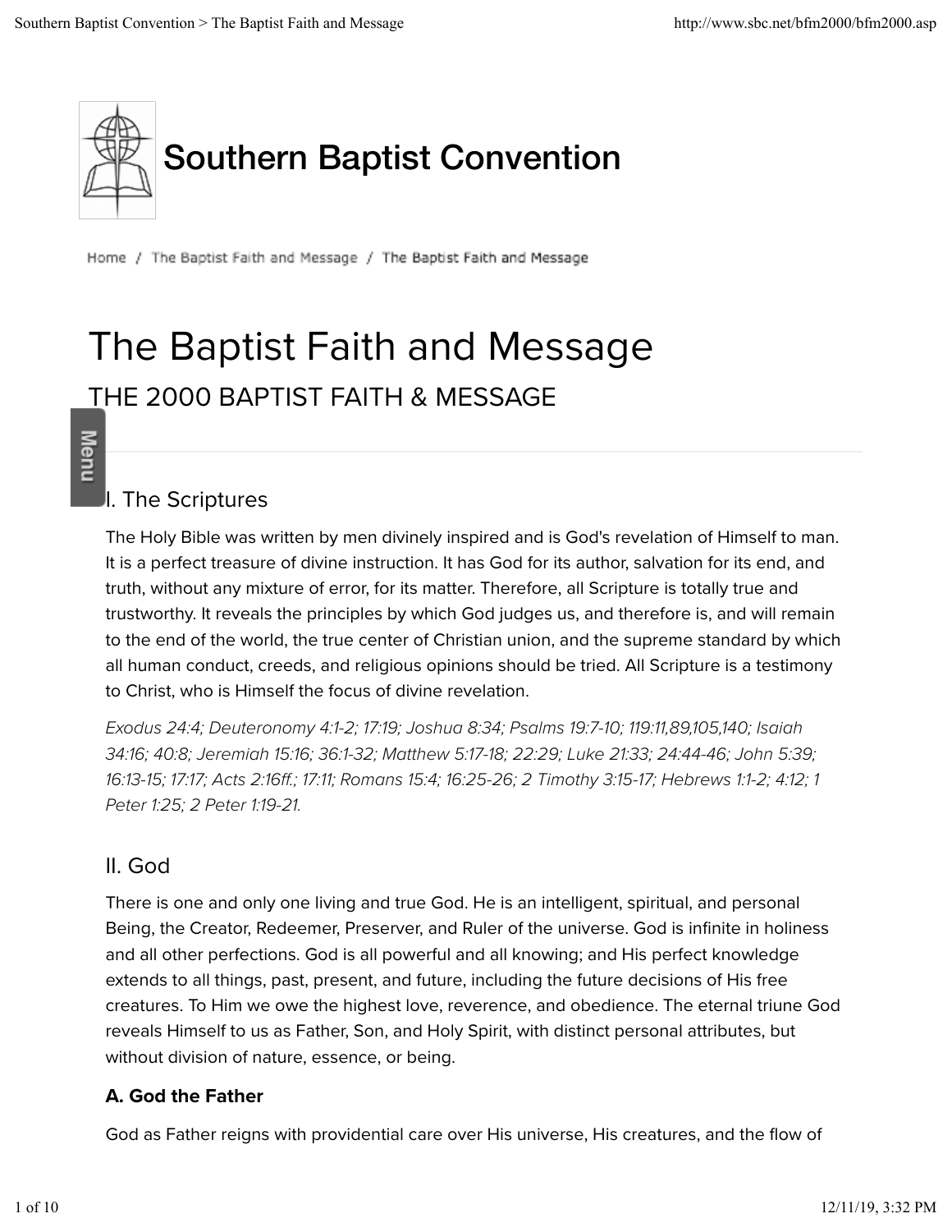# Southern Baptist Convention

Home / The Baptist Faith and Message / The Baptist Faith and Message

# The Baptist Faith and Message

## THE 2000 BAPTIST FAITH & MESSAGE

### I. The Scriptures

The Holy Bible was written by men divinely inspired and is God's revelation of Himself to man. It is a perfect treasure of divine instruction. It has God for its author, salvation for its end, and truth, without any mixture of error, for its matter. Therefore, all Scripture is totally true and trustworthy. It reveals the principles by which God judges us, and therefore is, and will remain to the end of the world, the true center of Christian union, and the supreme standard by which all human conduct, creeds, and religious opinions should be tried. All Scripture is a testimony to Christ, who is Himself the focus of divine revelation.

*Exodus 24:4; Deuteronomy 4:1-2; 17:19; Joshua 8:34; Psalms 19:7-10; 119:11,89,105,140; Isaiah 34:16; 40:8; Jeremiah 15:16; 36:1-32; Matthew 5:17-18; 22:29; Luke 21:33; 24:44-46; John 5:39; 16:13-15; 17:17; Acts 2:16ff.; 17:11; Romans 15:4; 16:25-26; 2 Timothy 3:15-17; Hebrews 1:1-2; 4:12; 1 Peter 1:25; 2 Peter 1:19-21.*

### II. God

There is one and only one living and true God. He is an intelligent, spiritual, and personal Being, the Creator, Redeemer, Preserver, and Ruler of the universe. God is infinite in holiness and all other perfections. God is all powerful and all knowing; and His perfect knowledge extends to all things, past, present, and future, including the future decisions of His free creatures. To Him we owe the highest love, reverence, and obedience. The eternal triune God reveals Himself to us as Father, Son, and Holy Spirit, with distinct personal attributes, but without division of nature, essence, or being.

**A. God the Father**

God as Father reigns with providential care over His universe, His creatures, and the flow of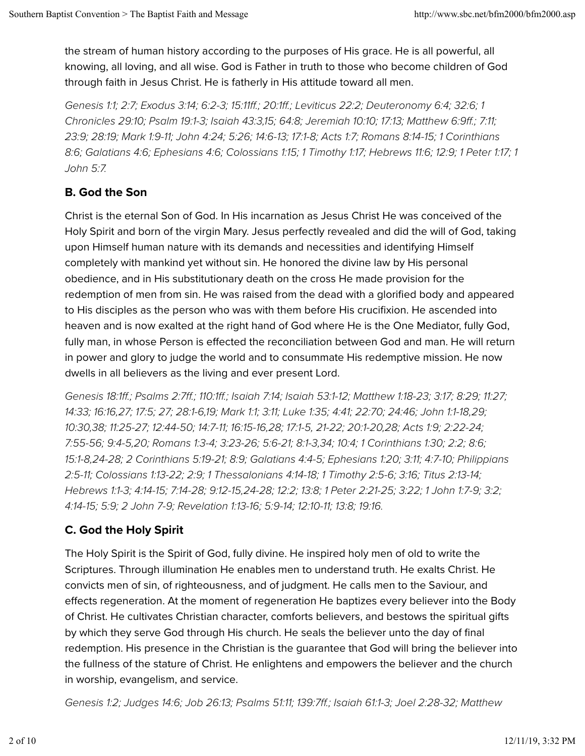the stream of human history according to the purposes of His grace. He is all powerful, all knowing, all loving, and all wise. God is Father in truth to those who become children of God through faith in Jesus Christ. He is fatherly in His attitude toward all men.

*Genesis 1:1; 2:7; Exodus 3:14; 6:2-3; 15:11ff.; 20:1ff.; Leviticus 22:2; Deuteronomy 6:4; 32:6; 1 Chronicles 29:10; Psalm 19:1-3; Isaiah 43:3,15; 64:8; Jeremiah 10:10; 17:13; Matthew 6:9ff.; 7:11; 23:9; 28:19; Mark 1:9-11; John 4:24; 5:26; 14:6-13; 17:1-8; Acts 1:7; Romans 8:14-15; 1 Corinthians 8:6; Galatians 4:6; Ephesians 4:6; Colossians 1:15; 1 Timothy 1:17; Hebrews 11:6; 12:9; 1 Peter 1:17; 1 John 5:7.*

### B. God the Son

Christ is the eternal Son of God. In His incarnation as Jesus Christ He was conceived of the Holy Spirit and born of the virgin Mary. Jesus perfectly revealed and did the will of God, taking upon Himself human nature with its demands and necessities and identifying Himself completely with mankind yet without sin. He honored the divine law by His personal obedience, and in His substitutionary death on the cross He made provision for the redemption of men from sin. He was raised from the dead with a glorified body and appeared to His disciples as the person who was with them before His crucifixion. He ascended into heaven and is now exalted at the right hand of God where He is the One Mediator, fully God, fully man, in whose Person is effected the reconciliation between God and man. He will return in power and glory to judge the world and to consummate His redemptive mission. He now dwells in all believers as the living and ever present Lord.

*Genesis 18:1ff.; Psalms 2:7ff.; 110:1ff.; Isaiah 7:14; Isaiah 53:1-12; Matthew 1:18-23; 3:17; 8:29; 11:27; 14:33; 16:16,27; 17:5; 27; 28:1-6,19; Mark 1:1; 3:11; Luke 1:35; 4:41; 22:70; 24:46; John 1:1-18,29; 10:30,38; 11:25-27; 12:44-50; 14:7-11; 16:15-16,28; 17:1-5, 21-22; 20:1-20,28; Acts 1:9; 2:22-24; 7:55-56; 9:4-5,20; Romans 1:3-4; 3:23-26; 5:6-21; 8:1-3,34; 10:4; 1 Corinthians 1:30; 2:2; 8:6; 15:1-8,24-28; 2 Corinthians 5:19-21; 8:9; Galatians 4:4-5; Ephesians 1:20; 3:11; 4:7-10; Philippians 2:5-11; Colossians 1:13-22; 2:9; 1 Thessalonians 4:14-18; 1 Timothy 2:5-6; 3:16; Titus 2:13-14; Hebrews 1:1-3; 4:14-15; 7:14-28; 9:12-15,24-28; 12:2; 13:8; 1 Peter 2:21-25; 3:22; 1 John 1:7-9; 3:2; 4:14-15; 5:9; 2 John 7-9; Revelation 1:13-16; 5:9-14; 12:10-11; 13:8; 19:16.*

### C. God the Holy Spirit

The Holy Spirit is the Spirit of God, fully divine. He inspired holy men of old to write the Scriptures. Through illumination He enables men to understand truth. He exalts Christ. He convicts men of sin, of righteousness, and of judgment. He calls men to the Saviour, and effects regeneration. At the moment of regeneration He baptizes every believer into the Body of Christ. He cultivates Christian character, comforts believers, and bestows the spiritual gifts by which they serve God through His church. He seals the believer unto the day of final redemption. His presence in the Christian is the guarantee that God will bring the believer into the fullness of the stature of Christ. He enlightens and empowers the believer and the church in worship, evangelism, and service.

*Genesis 1:2; Judges 14:6; Job 26:13; Psalms 51:11; 139:7ff.; Isaiah 61:1-3; Joel 2:28-32; Matthew*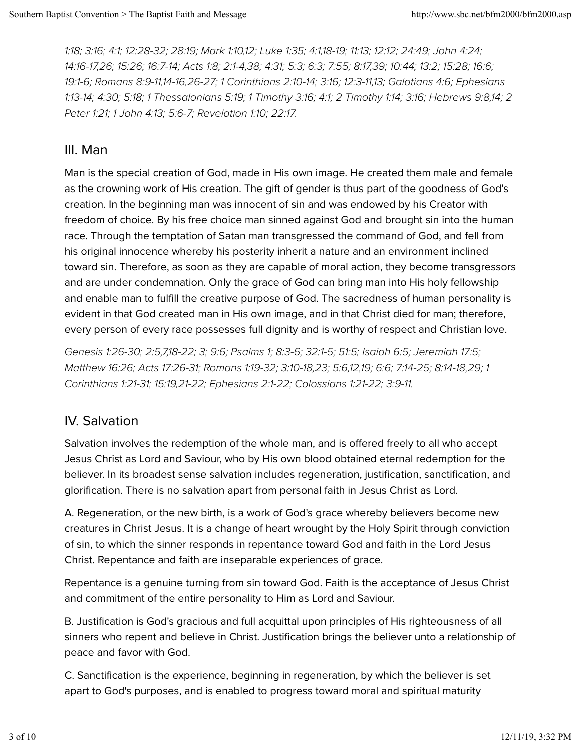*1:18; 3:16; 4:1; 12:28-32; 28:19; Mark 1:10,12; Luke 1:35; 4:1,18-19; 11:13; 12:12; 24:49; John 4:24; 14:16-17,26; 15:26; 16:7-14; Acts 1:8; 2:1-4,38; 4:31; 5:3; 6:3; 7:55; 8:17,39; 10:44; 13:2; 15:28; 16:6; 19:1-6; Romans 8:9-11,14-16,26-27; 1 Corinthians 2:10-14; 3:16; 12:3-11,13; Galatians 4:6; Ephesians 1:13-14; 4:30; 5:18; 1 Thessalonians 5:19; 1 Timothy 3:16; 4:1; 2 Timothy 1:14; 3:16; Hebrews 9:8,14; 2 Peter 1:21; 1 John 4:13; 5:6-7; Revelation 1:10; 22:17.*

## III. Man

Man is the special creation of God, made in His own image. He created them male and female as the crowning work of His creation. The gift of gender is thus part of the goodness of God's creation. In the beginning man was innocent of sin and was endowed by his Creator with freedom of choice. By his free choice man sinned against God and brought sin into the human race. Through the temptation of Satan man transgressed the command of God, and fell from his original innocence whereby his posterity inherit a nature and an environment inclined toward sin. Therefore, as soon as they are capable of moral action, they become transgressors and are under condemnation. Only the grace of God can bring man into His holy fellowship and enable man to fulfill the creative purpose of God. The sacredness of human personality is evident in that God created man in His own image, and in that Christ died for man; therefore, every person of every race possesses full dignity and is worthy of respect and Christian love.

*Genesis 1:26-30; 2:5,7,18-22; 3; 9:6; Psalms 1; 8:3-6; 32:1-5; 51:5; Isaiah 6:5; Jeremiah 17:5; Matthew 16:26; Acts 17:26-31; Romans 1:19-32; 3:10-18,23; 5:6,12,19; 6:6; 7:14-25; 8:14-18,29; 1 Corinthians 1:21-31; 15:19,21-22; Ephesians 2:1-22; Colossians 1:21-22; 3:9-11.*

## IV. Salvation

Salvation involves the redemption of the whole man, and is offered freely to all who accept Jesus Christ as Lord and Saviour, who by His own blood obtained eternal redemption for the believer. In its broadest sense salvation includes regeneration, justification, sanctification, and glorification. There is no salvation apart from personal faith in Jesus Christ as Lord.

A. Regeneration, or the new birth, is a work of God's grace whereby believers become new creatures in Christ Jesus. It is a change of heart wrought by the Holy Spirit through conviction of sin, to which the sinner responds in repentance toward God and faith in the Lord Jesus Christ. Repentance and faith are inseparable experiences of grace.

Repentance is a genuine turning from sin toward God. Faith is the acceptance of Jesus Christ and commitment of the entire personality to Him as Lord and Saviour.

B. Justification is God's gracious and full acquittal upon principles of His righteousness of all sinners who repent and believe in Christ. Justification brings the believer unto a relationship of peace and favor with God.

C. Sanctification is the experience, beginning in regeneration, by which the believer is set apart to God's purposes, and is enabled to progress toward moral and spiritual maturity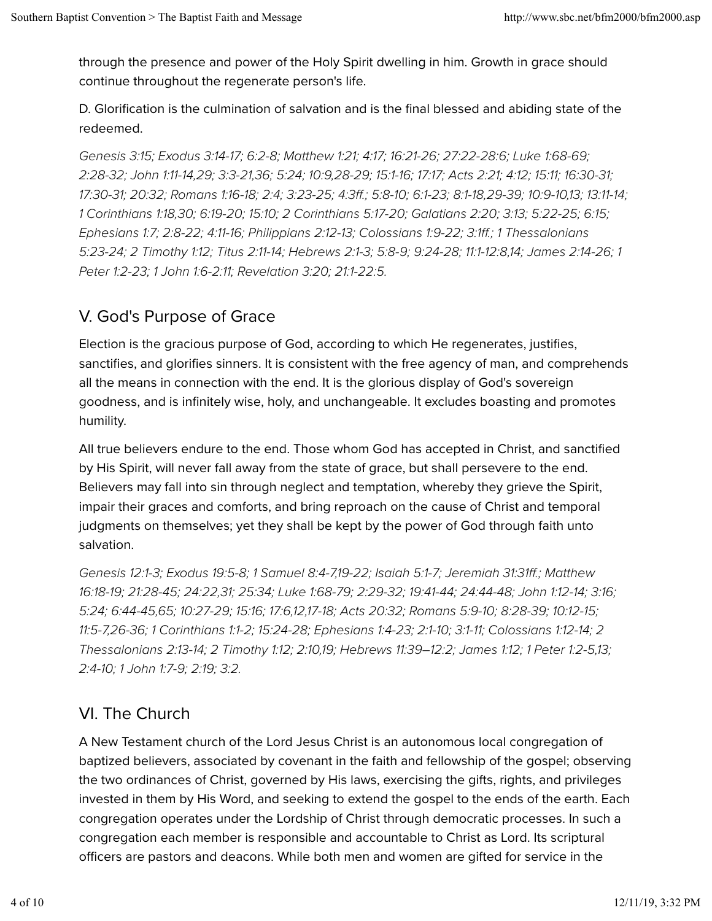through the presence and power of the Holy Spirit dwelling in him. Growth in grace should continue throughout the regenerate person's life.

D. Glorification is the culmination of salvation and is the final blessed and abiding state of the redeemed.

*Genesis 3:15; Exodus 3:14-17; 6:2-8; Matthew 1:21; 4:17; 16:21-26; 27:22-28:6; Luke 1:68-69; 2:28-32; John 1:11-14,29; 3:3-21,36; 5:24; 10:9,28-29; 15:1-16; 17:17; Acts 2:21; 4:12; 15:11; 16:30-31; 17:30-31; 20:32; Romans 1:16-18; 2:4; 3:23-25; 4:3ff.; 5:8-10; 6:1-23; 8:1-18,29-39; 10:9-10,13; 13:11-14; 1 Corinthians 1:18,30; 6:19-20; 15:10; 2 Corinthians 5:17-20; Galatians 2:20; 3:13; 5:22-25; 6:15; Ephesians 1:7; 2:8-22; 4:11-16; Philippians 2:12-13; Colossians 1:9-22; 3:1ff.; 1 Thessalonians 5:23-24; 2 Timothy 1:12; Titus 2:11-14; Hebrews 2:1-3; 5:8-9; 9:24-28; 11:1-12:8,14; James 2:14-26; 1 Peter 1:2-23; 1 John 1:6-2:11; Revelation 3:20; 21:1-22:5.*

## V. God's Purpose of Grace

Election is the gracious purpose of God, according to which He regenerates, justifies, sanctifies, and glorifies sinners. It is consistent with the free agency of man, and comprehends all the means in connection with the end. It is the glorious display of God's sovereign goodness, and is infinitely wise, holy, and unchangeable. It excludes boasting and promotes humility.

All true believers endure to the end. Those whom God has accepted in Christ, and sanctified by His Spirit, will never fall away from the state of grace, but shall persevere to the end. Believers may fall into sin through neglect and temptation, whereby they grieve the Spirit, impair their graces and comforts, and bring reproach on the cause of Christ and temporal judgments on themselves; yet they shall be kept by the power of God through faith unto salvation.

*Genesis 12:1-3; Exodus 19:5-8; 1 Samuel 8:4-7,19-22; Isaiah 5:1-7; Jeremiah 31:31ff.; Matthew 16:18-19; 21:28-45; 24:22,31; 25:34; Luke 1:68-79; 2:29-32; 19:41-44; 24:44-48; John 1:12-14; 3:16; 5:24; 6:44-45,65; 10:27-29; 15:16; 17:6,12,17-18; Acts 20:32; Romans 5:9-10; 8:28-39; 10:12-15; 11:5-7,26-36; 1 Corinthians 1:1-2; 15:24-28; Ephesians 1:4-23; 2:1-10; 3:1-11; Colossians 1:12-14; 2 Thessalonians 2:13-14; 2 Timothy 1:12; 2:10,19; Hebrews 11:39–12:2; James 1:12; 1 Peter 1:2-5,13; 2:4-10; 1 John 1:7-9; 2:19; 3:2.*

## VI. The Church

A New Testament church of the Lord Jesus Christ is an autonomous local congregation of baptized believers, associated by covenant in the faith and fellowship of the gospel; observing the two ordinances of Christ, governed by His laws, exercising the gifts, rights, and privileges invested in them by His Word, and seeking to extend the gospel to the ends of the earth. Each congregation operates under the Lordship of Christ through democratic processes. In such a congregation each member is responsible and accountable to Christ as Lord. Its scriptural officers are pastors and deacons. While both men and women are gifted for service in the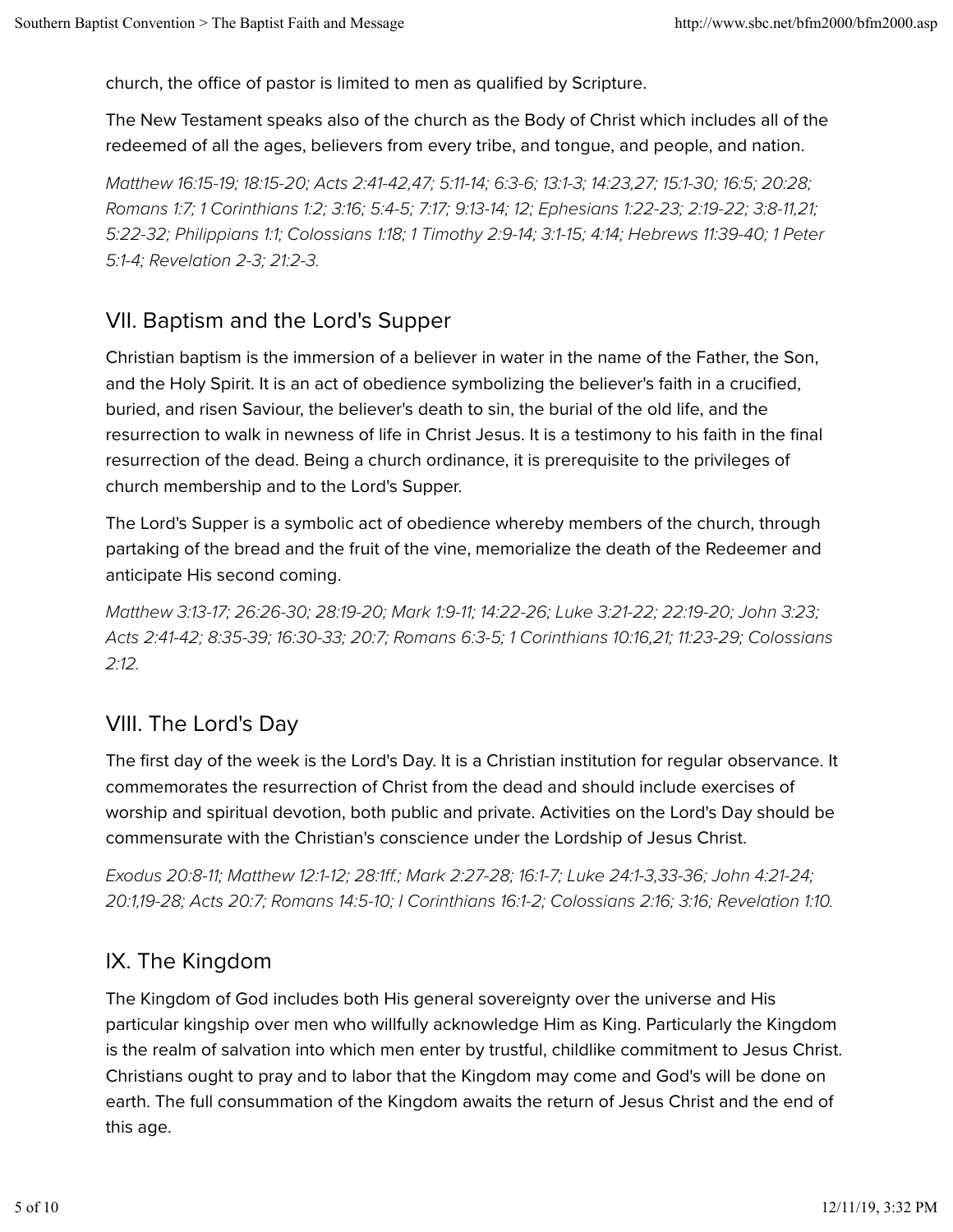church, the office of pastor is limited to men as qualified by Scripture.

The New Testament speaks also of the church as the Body of Christ which includes all of the redeemed of all the ages, believers from every tribe, and tongue, and people, and nation.

*Matthew 16:15-19; 18:15-20; Acts 2:41-42,47; 5:11-14; 6:3-6; 13:1-3; 14:23,27; 15:1-30; 16:5; 20:28; Romans 1:7; 1 Corinthians 1:2; 3:16; 5:4-5; 7:17; 9:13-14; 12; Ephesians 1:22-23; 2:19-22; 3:8-11,21; 5:22-32; Philippians 1:1; Colossians 1:18; 1 Timothy 2:9-14; 3:1-15; 4:14; Hebrews 11:39-40; 1 Peter 5:1-4; Revelation 2-3; 21:2-3.*

## VII. Baptism and the Lord's Supper

Christian baptism is the immersion of a believer in water in the name of the Father, the Son, and the Holy Spirit. It is an act of obedience symbolizing the believer's faith in a crucified, buried, and risen Saviour, the believer's death to sin, the burial of the old life, and the resurrection to walk in newness of life in Christ Jesus. It is a testimony to his faith in the final resurrection of the dead. Being a church ordinance, it is prerequisite to the privileges of church membership and to the Lord's Supper.

The Lord's Supper is a symbolic act of obedience whereby members of the church, through partaking of the bread and the fruit of the vine, memorialize the death of the Redeemer and anticipate His second coming.

*Matthew 3:13-17; 26:26-30; 28:19-20; Mark 1:9-11; 14:22-26; Luke 3:21-22; 22:19-20; John 3:23; Acts 2:41-42; 8:35-39; 16:30-33; 20:7; Romans 6:3-5; 1 Corinthians 10:16,21; 11:23-29; Colossians 2:12.*

## VIII. The Lord's Day

The first day of the week is the Lord's Day. It is a Christian institution for regular observance. It commemorates the resurrection of Christ from the dead and should include exercises of worship and spiritual devotion, both public and private. Activities on the Lord's Day should be commensurate with the Christian's conscience under the Lordship of Jesus Christ.

*Exodus 20:8-11; Matthew 12:1-12; 28:1ff.; Mark 2:27-28; 16:1-7; Luke 24:1-3,33-36; John 4:21-24; 20:1,19-28; Acts 20:7; Romans 14:5-10; I Corinthians 16:1-2; Colossians 2:16; 3:16; Revelation 1:10.*

## IX. The Kingdom

The Kingdom of God includes both His general sovereignty over the universe and His particular kingship over men who willfully acknowledge Him as King. Particularly the Kingdom is the realm of salvation into which men enter by trustful, childlike commitment to Jesus Christ. Christians ought to pray and to labor that the Kingdom may come and God's will be done on earth. The full consummation of the Kingdom awaits the return of Jesus Christ and the end of this age.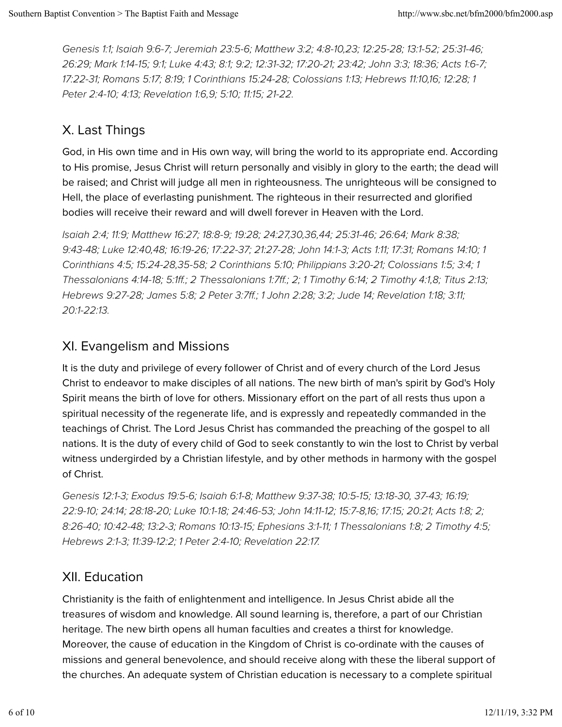*Genesis 1:1; Isaiah 9:6-7; Jeremiah 23:5-6; Matthew 3:2; 4:8-10,23; 12:25-28; 13:1-52; 25:31-46; 26:29; Mark 1:14-15; 9:1; Luke 4:43; 8:1; 9:2; 12:31-32; 17:20-21; 23:42; John 3:3; 18:36; Acts 1:6-7; 17:22-31; Romans 5:17; 8:19; 1 Corinthians 15:24-28; Colossians 1:13; Hebrews 11:10,16; 12:28; 1 Peter 2:4-10; 4:13; Revelation 1:6,9; 5:10; 11:15; 21-22.*

## X. Last Things

God, in His own time and in His own way, will bring the world to its appropriate end. According to His promise, Jesus Christ will return personally and visibly in glory to the earth; the dead will be raised; and Christ will judge all men in righteousness. The unrighteous will be consigned to Hell, the place of everlasting punishment. The righteous in their resurrected and glorified bodies will receive their reward and will dwell forever in Heaven with the Lord.

*Isaiah 2:4; 11:9; Matthew 16:27; 18:8-9; 19:28; 24:27,30,36,44; 25:31-46; 26:64; Mark 8:38; 9:43-48; Luke 12:40,48; 16:19-26; 17:22-37; 21:27-28; John 14:1-3; Acts 1:11; 17:31; Romans 14:10; 1 Corinthians 4:5; 15:24-28,35-58; 2 Corinthians 5:10; Philippians 3:20-21; Colossians 1:5; 3:4; 1 Thessalonians 4:14-18; 5:1ff.; 2 Thessalonians 1:7ff.; 2; 1 Timothy 6:14; 2 Timothy 4:1,8; Titus 2:13; Hebrews 9:27-28; James 5:8; 2 Peter 3:7ff.; 1 John 2:28; 3:2; Jude 14; Revelation 1:18; 3:11; 20:1-22:13.*

## XI. Evangelism and Missions

It is the duty and privilege of every follower of Christ and of every church of the Lord Jesus Christ to endeavor to make disciples of all nations. The new birth of man's spirit by God's Holy Spirit means the birth of love for others. Missionary effort on the part of all rests thus upon a spiritual necessity of the regenerate life, and is expressly and repeatedly commanded in the teachings of Christ. The Lord Jesus Christ has commanded the preaching of the gospel to all nations. It is the duty of every child of God to seek constantly to win the lost to Christ by verbal witness undergirded by a Christian lifestyle, and by other methods in harmony with the gospel of Christ.

*Genesis 12:1-3; Exodus 19:5-6; Isaiah 6:1-8; Matthew 9:37-38; 10:5-15; 13:18-30, 37-43; 16:19; 22:9-10; 24:14; 28:18-20; Luke 10:1-18; 24:46-53; John 14:11-12; 15:7-8,16; 17:15; 20:21; Acts 1:8; 2; 8:26-40; 10:42-48; 13:2-3; Romans 10:13-15; Ephesians 3:1-11; 1 Thessalonians 1:8; 2 Timothy 4:5; Hebrews 2:1-3; 11:39-12:2; 1 Peter 2:4-10; Revelation 22:17.*

## XII. Education

Christianity is the faith of enlightenment and intelligence. In Jesus Christ abide all the treasures of wisdom and knowledge. All sound learning is, therefore, a part of our Christian heritage. The new birth opens all human faculties and creates a thirst for knowledge. Moreover, the cause of education in the Kingdom of Christ is co-ordinate with the causes of missions and general benevolence, and should receive along with these the liberal support of the churches. An adequate system of Christian education is necessary to a complete spiritual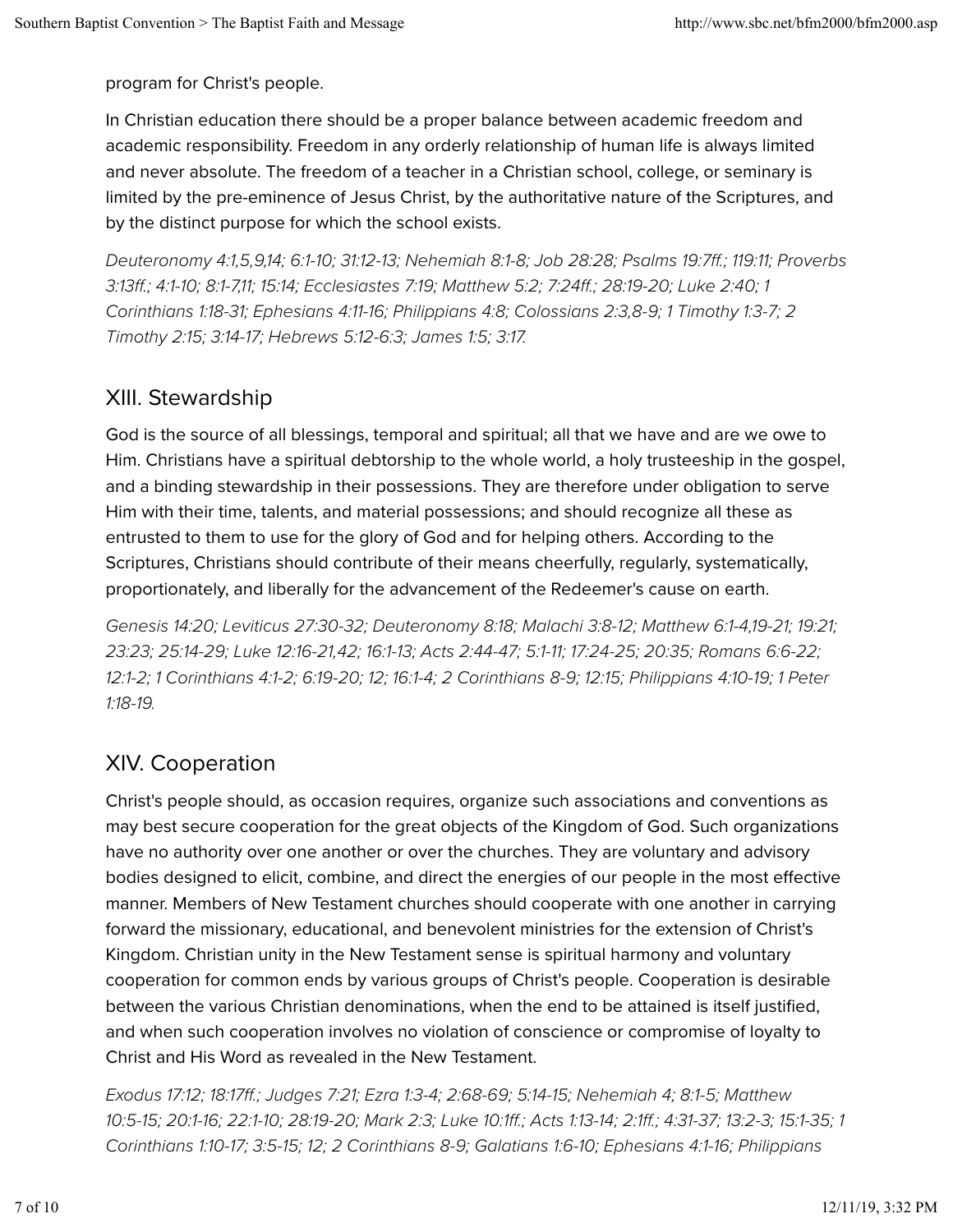program for Christ's people.

In Christian education there should be a proper balance between academic freedom and academic responsibility. Freedom in any orderly relationship of human life is always limited and never absolute. The freedom of a teacher in a Christian school, college, or seminary is limited by the pre-eminence of Jesus Christ, by the authoritative nature of the Scriptures, and by the distinct purpose for which the school exists.

*Deuteronomy 4:1,5,9,14; 6:1-10; 31:12-13; Nehemiah 8:1-8; Job 28:28; Psalms 19:7ff.; 119:11; Proverbs 3:13ff.; 4:1-10; 8:1-7,11; 15:14; Ecclesiastes 7:19; Matthew 5:2; 7:24ff.; 28:19-20; Luke 2:40; 1 Corinthians 1:18-31; Ephesians 4:11-16; Philippians 4:8; Colossians 2:3,8-9; 1 Timothy 1:3-7; 2 Timothy 2:15; 3:14-17; Hebrews 5:12-6:3; James 1:5; 3:17.*

## XIII. Stewardship

God is the source of all blessings, temporal and spiritual; all that we have and are we owe to Him. Christians have a spiritual debtorship to the whole world, a holy trusteeship in the gospel, and a binding stewardship in their possessions. They are therefore under obligation to serve Him with their time, talents, and material possessions; and should recognize all these as entrusted to them to use for the glory of God and for helping others. According to the Scriptures, Christians should contribute of their means cheerfully, regularly, systematically, proportionately, and liberally for the advancement of the Redeemer's cause on earth.

*Genesis 14:20; Leviticus 27:30-32; Deuteronomy 8:18; Malachi 3:8-12; Matthew 6:1-4,19-21; 19:21; 23:23; 25:14-29; Luke 12:16-21,42; 16:1-13; Acts 2:44-47; 5:1-11; 17:24-25; 20:35; Romans 6:6-22; 12:1-2; 1 Corinthians 4:1-2; 6:19-20; 12; 16:1-4; 2 Corinthians 8-9; 12:15; Philippians 4:10-19; 1 Peter 1:18-19.*

## XIV. Cooperation

Christ's people should, as occasion requires, organize such associations and conventions as may best secure cooperation for the great objects of the Kingdom of God. Such organizations have no authority over one another or over the churches. They are voluntary and advisory bodies designed to elicit, combine, and direct the energies of our people in the most effective manner. Members of New Testament churches should cooperate with one another in carrying forward the missionary, educational, and benevolent ministries for the extension of Christ's Kingdom. Christian unity in the New Testament sense is spiritual harmony and voluntary cooperation for common ends by various groups of Christ's people. Cooperation is desirable between the various Christian denominations, when the end to be attained is itself justified, and when such cooperation involves no violation of conscience or compromise of loyalty to Christ and His Word as revealed in the New Testament.

*Exodus 17:12; 18:17ff.; Judges 7:21; Ezra 1:3-4; 2:68-69; 5:14-15; Nehemiah 4; 8:1-5; Matthew 10:5-15; 20:1-16; 22:1-10; 28:19-20; Mark 2:3; Luke 10:1ff.; Acts 1:13-14; 2:1ff.; 4:31-37; 13:2-3; 15:1-35; 1 Corinthians 1:10-17; 3:5-15; 12; 2 Corinthians 8-9; Galatians 1:6-10; Ephesians 4:1-16; Philippians*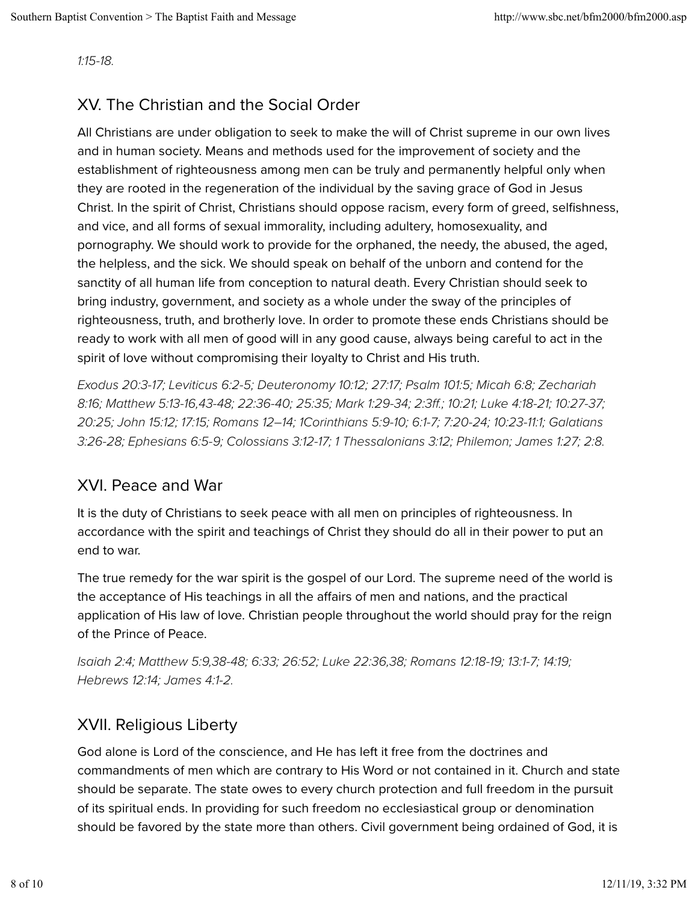*1:15-18.*

## XV. The Christian and the Social Order

All Christians are under obligation to seek to make the will of Christ supreme in our own lives and in human society. Means and methods used for the improvement of society and the establishment of righteousness among men can be truly and permanently helpful only when they are rooted in the regeneration of the individual by the saving grace of God in Jesus Christ. In the spirit of Christ, Christians should oppose racism, every form of greed, selfishness, and vice, and all forms of sexual immorality, including adultery, homosexuality, and pornography. We should work to provide for the orphaned, the needy, the abused, the aged, the helpless, and the sick. We should speak on behalf of the unborn and contend for the sanctity of all human life from conception to natural death. Every Christian should seek to bring industry, government, and society as a whole under the sway of the principles of righteousness, truth, and brotherly love. In order to promote these ends Christians should be ready to work with all men of good will in any good cause, always being careful to act in the spirit of love without compromising their loyalty to Christ and His truth.

*Exodus 20:3-17; Leviticus 6:2-5; Deuteronomy 10:12; 27:17; Psalm 101:5; Micah 6:8; Zechariah 8:16; Matthew 5:13-16,43-48; 22:36-40; 25:35; Mark 1:29-34; 2:3ff.; 10:21; Luke 4:18-21; 10:27-37; 20:25; John 15:12; 17:15; Romans 12–14; 1Corinthians 5:9-10; 6:1-7; 7:20-24; 10:23-11:1; Galatians 3:26-28; Ephesians 6:5-9; Colossians 3:12-17; 1 Thessalonians 3:12; Philemon; James 1:27; 2:8.*

## XVI. Peace and War

It is the duty of Christians to seek peace with all men on principles of righteousness. In accordance with the spirit and teachings of Christ they should do all in their power to put an end to war.

The true remedy for the war spirit is the gospel of our Lord. The supreme need of the world is the acceptance of His teachings in all the affairs of men and nations, and the practical application of His law of love. Christian people throughout the world should pray for the reign of the Prince of Peace.

*Isaiah 2:4; Matthew 5:9,38-48; 6:33; 26:52; Luke 22:36,38; Romans 12:18-19; 13:1-7; 14:19; Hebrews 12:14; James 4:1-2.*

## XVII. Religious Liberty

God alone is Lord of the conscience, and He has left it free from the doctrines and commandments of men which are contrary to His Word or not contained in it. Church and state should be separate. The state owes to every church protection and full freedom in the pursuit of its spiritual ends. In providing for such freedom no ecclesiastical group or denomination should be favored by the state more than others. Civil government being ordained of God, it is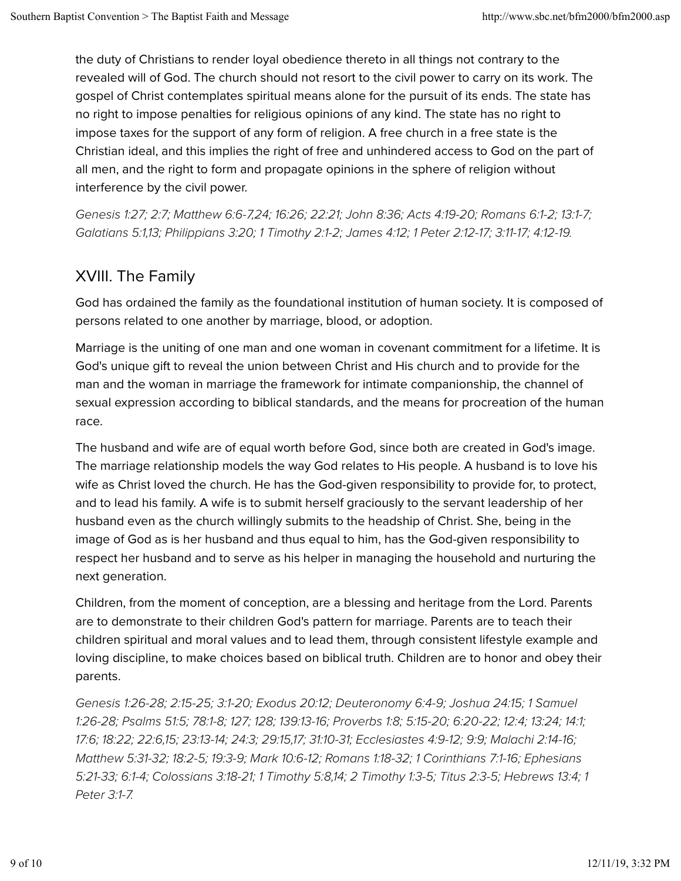the duty of Christians to render loyal obedience thereto in all things not contrary to the revealed will of God. The church should not resort to the civil power to carry on its work. The gospel of Christ contemplates spiritual means alone for the pursuit of its ends. The state has no right to impose penalties for religious opinions of any kind. The state has no right to impose taxes for the support of any form of religion. A free church in a free state is the Christian ideal, and this implies the right of free and unhindered access to God on the part of all men, and the right to form and propagate opinions in the sphere of religion without interference by the civil power.

*Genesis 1:27; 2:7; Matthew 6:6-7,24; 16:26; 22:21; John 8:36; Acts 4:19-20; Romans 6:1-2; 13:1-7; Galatians 5:1,13; Philippians 3:20; 1 Timothy 2:1-2; James 4:12; 1 Peter 2:12-17; 3:11-17; 4:12-19.*

## XVIII. The Family

God has ordained the family as the foundational institution of human society. It is composed of persons related to one another by marriage, blood, or adoption.

Marriage is the uniting of one man and one woman in covenant commitment for a lifetime. It is God's unique gift to reveal the union between Christ and His church and to provide for the man and the woman in marriage the framework for intimate companionship, the channel of sexual expression according to biblical standards, and the means for procreation of the human race.

The husband and wife are of equal worth before God, since both are created in God's image. The marriage relationship models the way God relates to His people. A husband is to love his wife as Christ loved the church. He has the God-given responsibility to provide for, to protect, and to lead his family. A wife is to submit herself graciously to the servant leadership of her husband even as the church willingly submits to the headship of Christ. She, being in the image of God as is her husband and thus equal to him, has the God-given responsibility to respect her husband and to serve as his helper in managing the household and nurturing the next generation.

Children, from the moment of conception, are a blessing and heritage from the Lord. Parents are to demonstrate to their children God's pattern for marriage. Parents are to teach their children spiritual and moral values and to lead them, through consistent lifestyle example and loving discipline, to make choices based on biblical truth. Children are to honor and obey their parents.

*Genesis 1:26-28; 2:15-25; 3:1-20; Exodus 20:12; Deuteronomy 6:4-9; Joshua 24:15; 1 Samuel 1:26-28; Psalms 51:5; 78:1-8; 127; 128; 139:13-16; Proverbs 1:8; 5:15-20; 6:20-22; 12:4; 13:24; 14:1; 17:6; 18:22; 22:6,15; 23:13-14; 24:3; 29:15,17; 31:10-31; Ecclesiastes 4:9-12; 9:9; Malachi 2:14-16; Matthew 5:31-32; 18:2-5; 19:3-9; Mark 10:6-12; Romans 1:18-32; 1 Corinthians 7:1-16; Ephesians 5:21-33; 6:1-4; Colossians 3:18-21; 1 Timothy 5:8,14; 2 Timothy 1:3-5; Titus 2:3-5; Hebrews 13:4; 1 Peter 3:1-7.*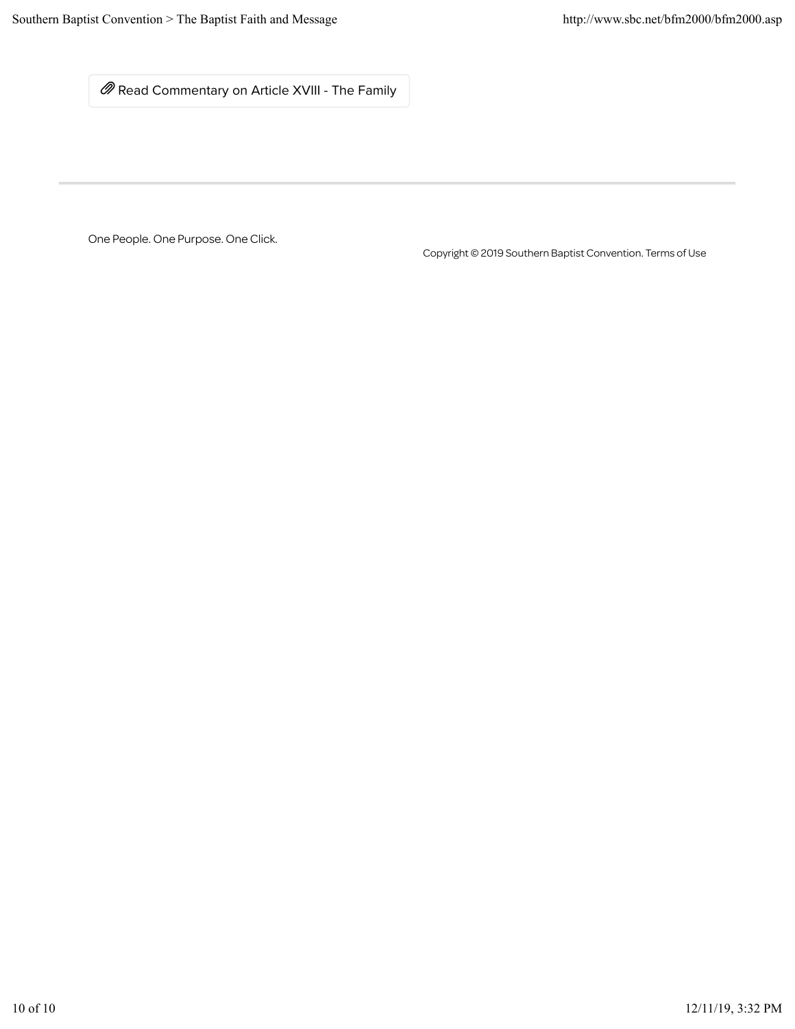Read Commentary on Article XVIII - The Family

---

One People. One Purpose. One Click.

Copyright © 2019 Southern Baptist Convention. Terms of Use